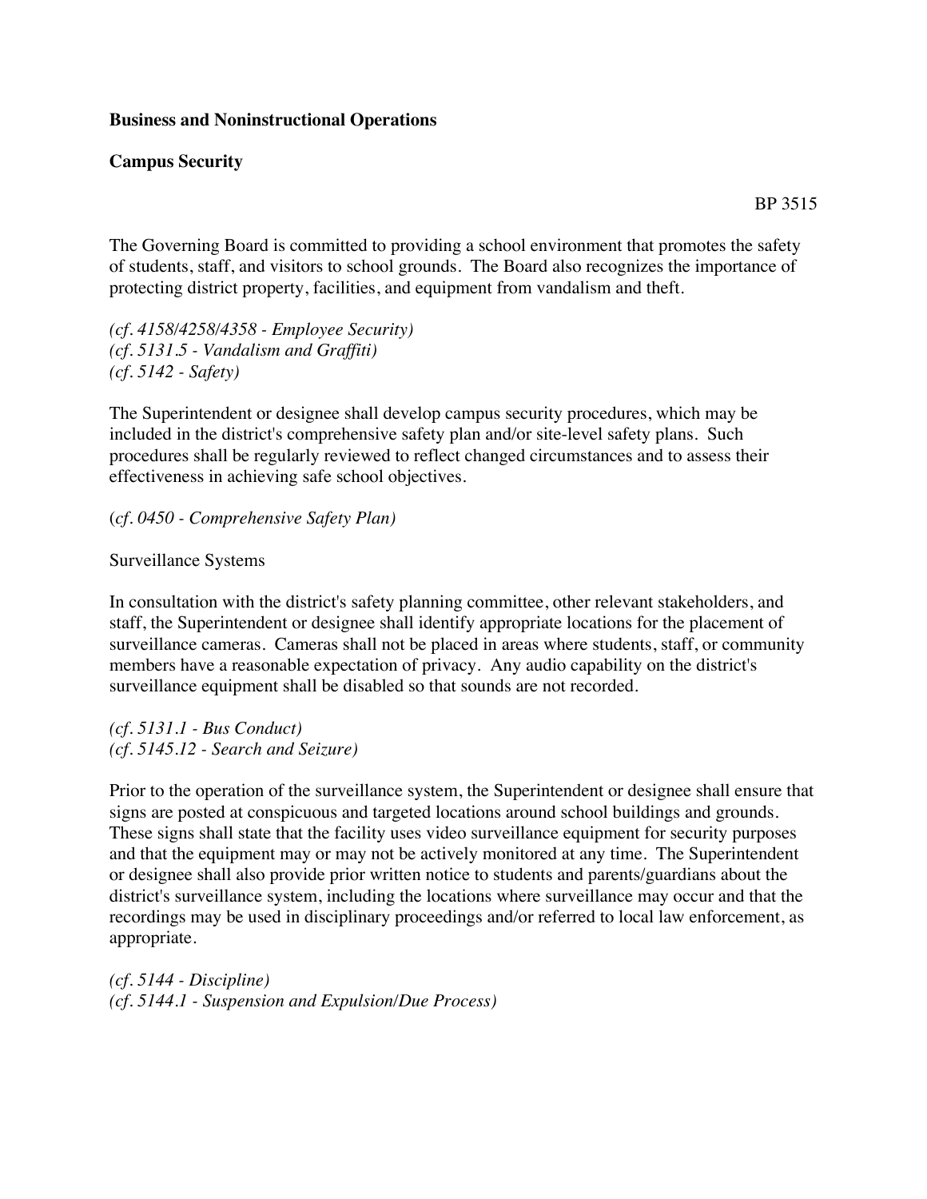**Business and Noninstructional Operations**

**Campus Security**

BP 3515

The Governing Board is committed to providing a school environment that promotes the safety of students, staff, and visitors to school grounds. The Board also recognizes the importance of protecting district property, facilities, and equipment from vandalism and theft.

*(cf. 4158/4258/4358 - Employee Security)*
*(cf. 5131.5 - Vandalism and Graffiti)*
*(cf. 5142 - Safety)*

The Superintendent or designee shall develop campus security procedures, which may be included in the district's comprehensive safety plan and/or site-level safety plans. Such procedures shall be regularly reviewed to reflect changed circumstances and to assess their effectiveness in achieving safe school objectives.

(*cf. 0450 - Comprehensive Safety Plan)*

Surveillance Systems

In consultation with the district's safety planning committee, other relevant stakeholders, and staff, the Superintendent or designee shall identify appropriate locations for the placement of surveillance cameras. Cameras shall not be placed in areas where students, staff, or community members have a reasonable expectation of privacy. Any audio capability on the district's surveillance equipment shall be disabled so that sounds are not recorded.

*(cf. 5131.1 - Bus Conduct)*
*(cf. 5145.12 - Search and Seizure)*

Prior to the operation of the surveillance system, the Superintendent or designee shall ensure that signs are posted at conspicuous and targeted locations around school buildings and grounds. These signs shall state that the facility uses video surveillance equipment for security purposes and that the equipment may or may not be actively monitored at any time. The Superintendent or designee shall also provide prior written notice to students and parents/guardians about the district's surveillance system, including the locations where surveillance may occur and that the recordings may be used in disciplinary proceedings and/or referred to local law enforcement, as appropriate.

*(cf. 5144 - Discipline)*
*(cf. 5144.1 - Suspension and Expulsion/Due Process)*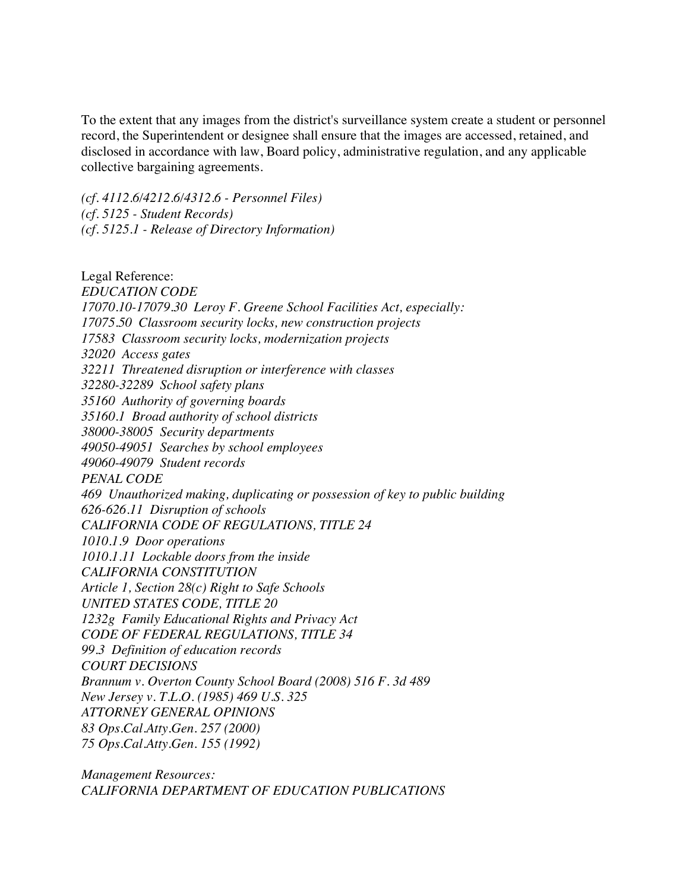To the extent that any images from the district's surveillance system create a student or personnel record, the Superintendent or designee shall ensure that the images are accessed, retained, and disclosed in accordance with law, Board policy, administrative regulation, and any applicable collective bargaining agreements.

*(cf. 4112.6/4212.6/4312.6 - Personnel Files)*
*(cf. 5125 - Student Records)*
*(cf. 5125.1 - Release of Directory Information)*

Legal Reference:
*EDUCATION CODE*
*17070.10-17079.30 Leroy F. Greene School Facilities Act, especially:*
*17075.50 Classroom security locks, new construction projects*
*17583 Classroom security locks, modernization projects*
*32020 Access gates*
*32211 Threatened disruption or interference with classes*
*32280-32289 School safety plans*
*35160 Authority of governing boards*
*35160.1 Broad authority of school districts*
*38000-38005 Security departments*
*49050-49051 Searches by school employees*
*49060-49079 Student records*
*PENAL CODE*
*469 Unauthorized making, duplicating or possession of key to public building*
*626-626.11 Disruption of schools*
*CALIFORNIA CODE OF REGULATIONS, TITLE 24*
*1010.1.9 Door operations*
*1010.1.11 Lockable doors from the inside*
*CALIFORNIA CONSTITUTION*
*Article 1, Section 28(c) Right to Safe Schools*
*UNITED STATES CODE, TITLE 20*
*1232g Family Educational Rights and Privacy Act*
*CODE OF FEDERAL REGULATIONS, TITLE 34*
*99.3 Definition of education records*
*COURT DECISIONS*
*Brannum v. Overton County School Board (2008) 516 F. 3d 489*
*New Jersey v. T.L.O. (1985) 469 U.S. 325*
*ATTORNEY GENERAL OPINIONS*
*83 Ops.Cal.Atty.Gen. 257 (2000)*
*75 Ops.Cal.Atty.Gen. 155 (1992)*

*Management Resources:*
*CALIFORNIA DEPARTMENT OF EDUCATION PUBLICATIONS*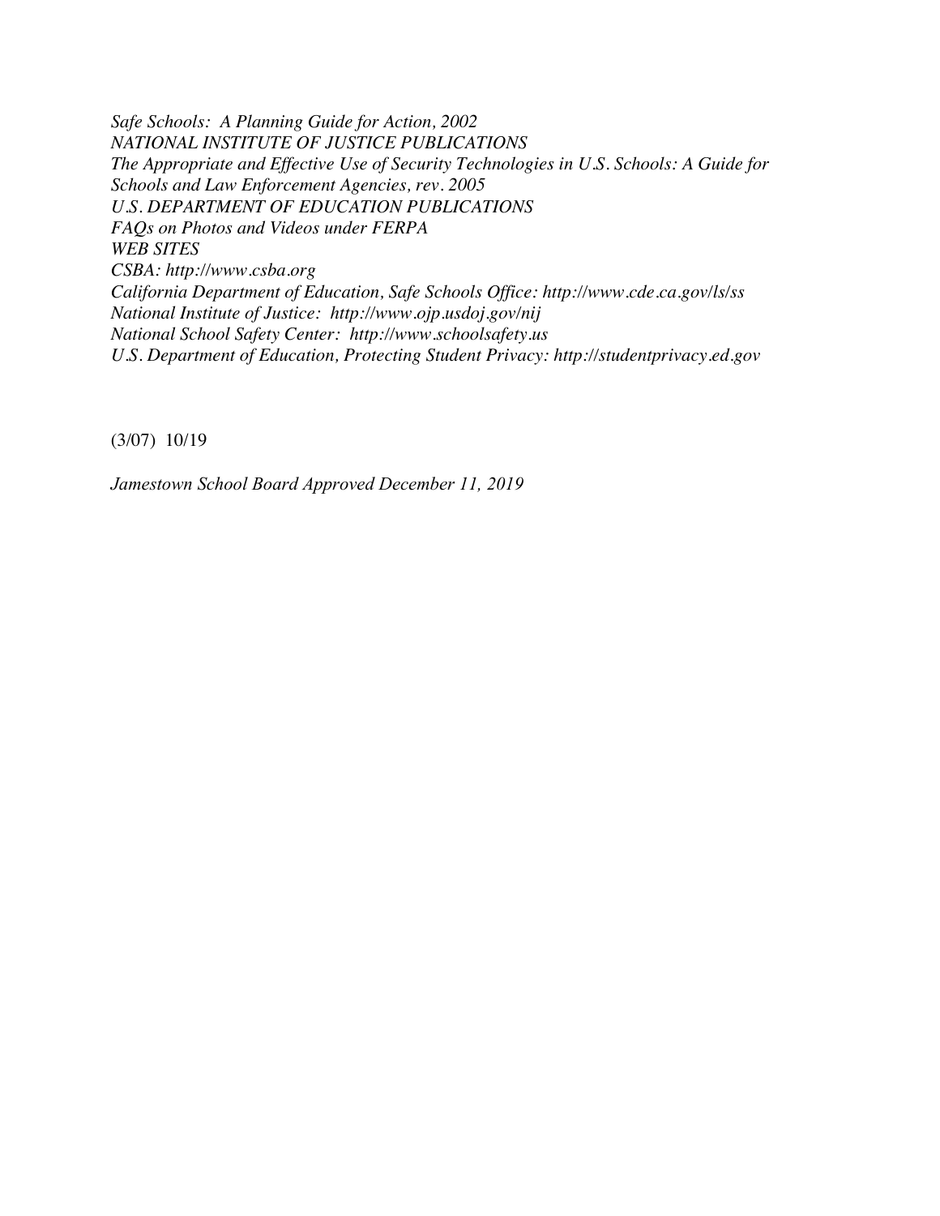*Safe Schools: A Planning Guide for Action, 2002*
*NATIONAL INSTITUTE OF JUSTICE PUBLICATIONS*
*The Appropriate and Effective Use of Security Technologies in U.S. Schools: A Guide for Schools and Law Enforcement Agencies, rev. 2005*
*U.S. DEPARTMENT OF EDUCATION PUBLICATIONS*
*FAQs on Photos and Videos under FERPA*
*WEB SITES*
*CSBA: http://www.csba.org*
*California Department of Education, Safe Schools Office: http://www.cde.ca.gov/ls/ss*
*National Institute of Justice: http://www.ojp.usdoj.gov/nij*
*National School Safety Center: http://www.schoolsafety.us*
*U.S. Department of Education, Protecting Student Privacy: http://studentprivacy.ed.gov*

(3/07) 10/19

*Jamestown School Board Approved December 11, 2019*